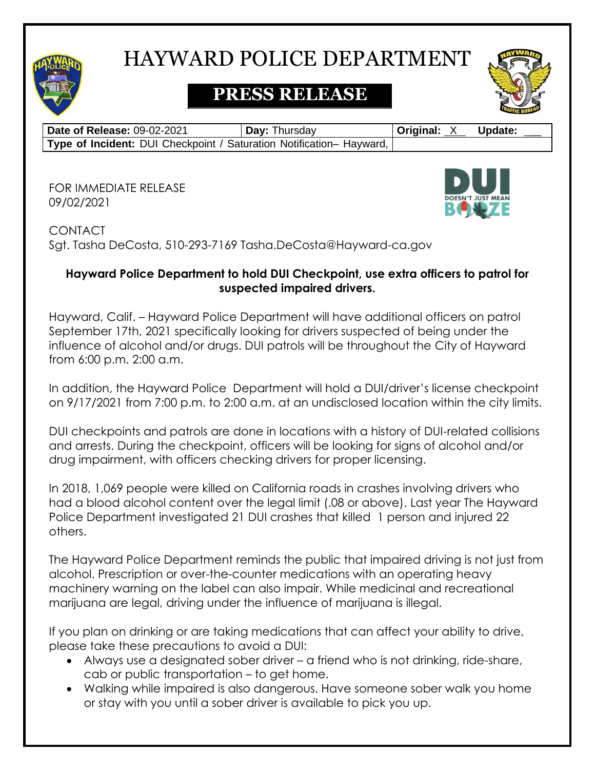# HAYWARD POLICE DEPARTMENT

## PRESS RELEASE

| Date of Release: 09-02-2021 | Day: Thursday | Original: X Update: ___ |
|---|---|---|
| Type of Incident: DUI Checkpoint / Saturation Notification– Hayward, | | |

FOR IMMEDIATE RELEASE
09/02/2021

DUI DOESN'T JUST MEAN BOOZE

CONTACT
Sgt. Tasha DeCosta, 510-293-7169 Tasha.DeCosta@Hayward-ca.gov

**Hayward Police Department to hold DUI Checkpoint, use extra officers to patrol for suspected impaired drivers.**

Hayward, Calif. – Hayward Police Department will have additional officers on patrol September 17th, 2021 specifically looking for drivers suspected of being under the influence of alcohol and/or drugs. DUI patrols will be throughout the City of Hayward from 6:00 p.m. 2:00 a.m.

In addition, the Hayward Police Department will hold a DUI/driver's license checkpoint on 9/17/2021 from 7:00 p.m. to 2:00 a.m. at an undisclosed location within the city limits.

DUI checkpoints and patrols are done in locations with a history of DUI-related collisions and arrests. During the checkpoint, officers will be looking for signs of alcohol and/or drug impairment, with officers checking drivers for proper licensing.

In 2018, 1,069 people were killed on California roads in crashes involving drivers who had a blood alcohol content over the legal limit (.08 or above). Last year The Hayward Police Department investigated 21 DUI crashes that killed 1 person and injured 22 others.

The Hayward Police Department reminds the public that impaired driving is not just from alcohol. Prescription or over-the-counter medications with an operating heavy machinery warning on the label can also impair. While medicinal and recreational marijuana are legal, driving under the influence of marijuana is illegal.

If you plan on drinking or are taking medications that can affect your ability to drive, please take these precautions to avoid a DUI:

- Always use a designated sober driver – a friend who is not drinking, ride-share, cab or public transportation – to get home.
- Walking while impaired is also dangerous. Have someone sober walk you home or stay with you until a sober driver is available to pick you up.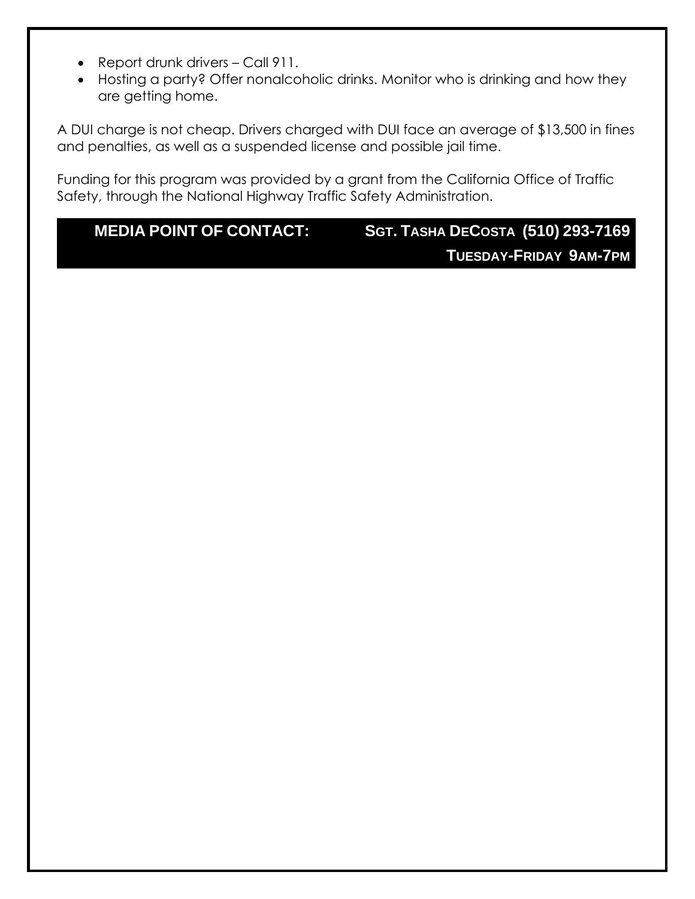- Report drunk drivers – Call 911.
- Hosting a party? Offer nonalcoholic drinks. Monitor who is drinking and how they are getting home.

A DUI charge is not cheap. Drivers charged with DUI face an average of $13,500 in fines and penalties, as well as a suspended license and possible jail time.

Funding for this program was provided by a grant from the California Office of Traffic Safety, through the National Highway Traffic Safety Administration.

**MEDIA POINT OF CONTACT:** **SGT. TASHA DECOSTA (510) 293-7169**
**TUESDAY-FRIDAY 9AM-7PM**